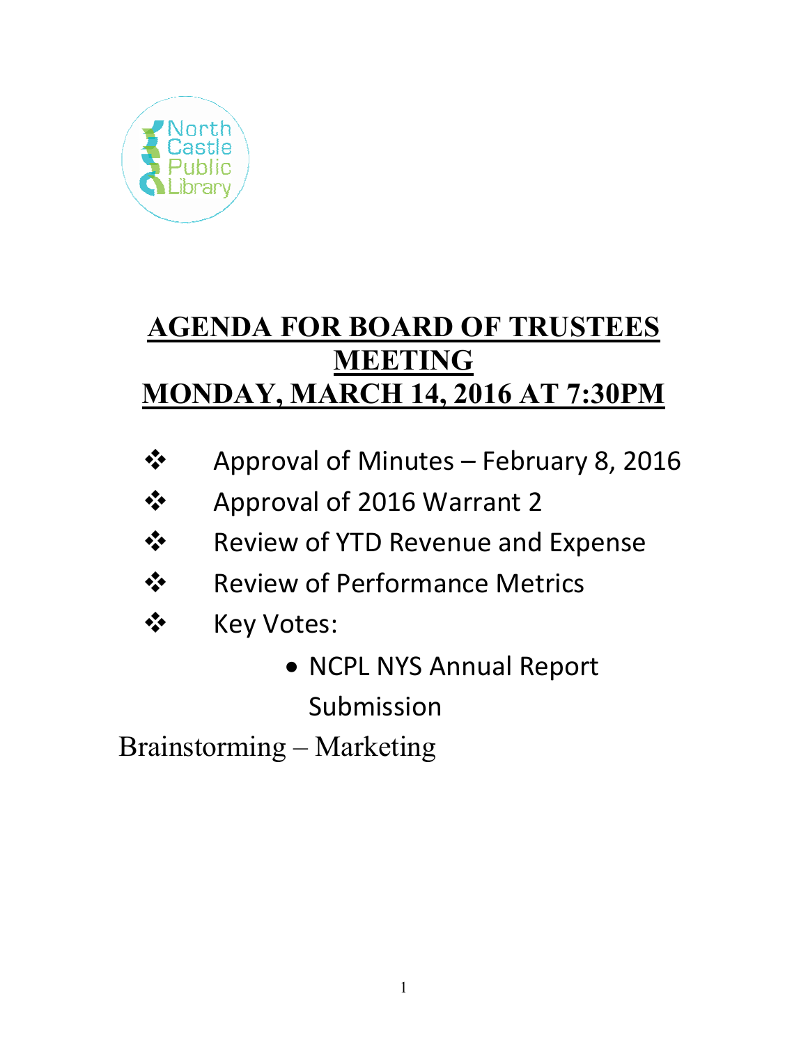North Castle Public Library

# AGENDA FOR BOARD OF TRUSTEES MEETING
# MONDAY, MARCH 14, 2016 AT 7:30PM

- Approval of Minutes – February 8, 2016
- Approval of 2016 Warrant 2
- Review of YTD Revenue and Expense
- Review of Performance Metrics
- Key Votes:
  - NCPL NYS Annual Report Submission

Brainstorming – Marketing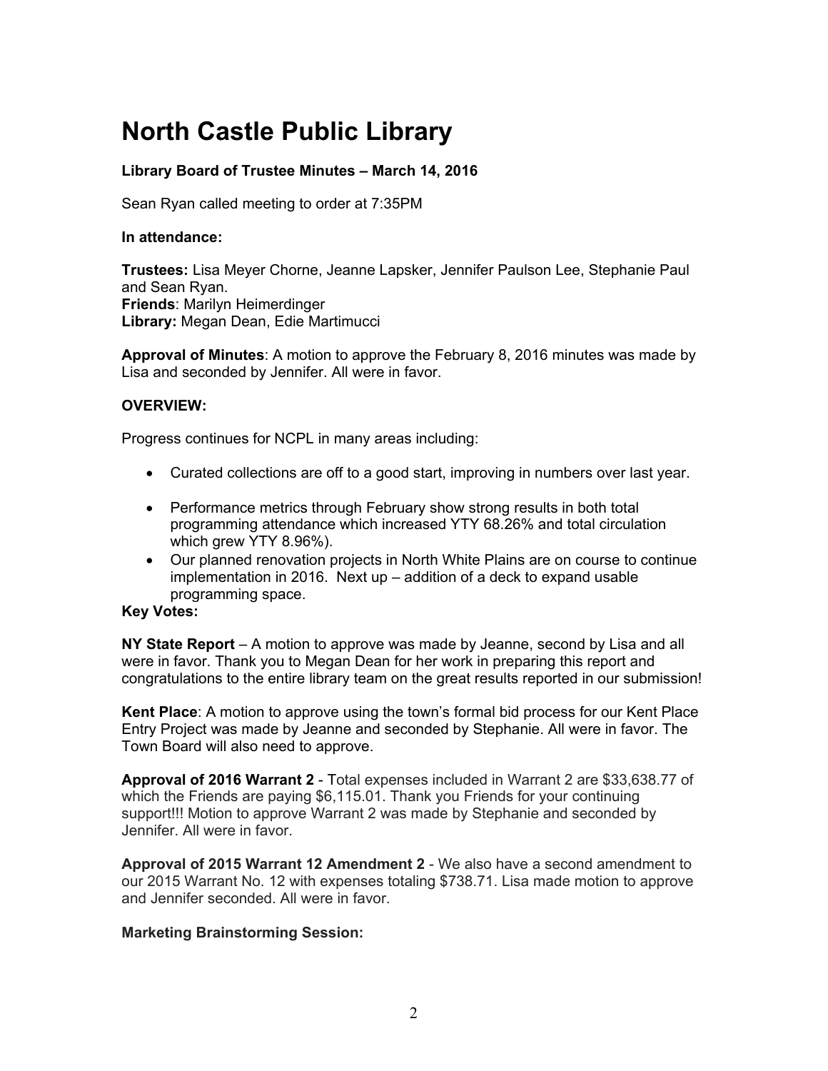# North Castle Public Library

**Library Board of Trustee Minutes – March 14, 2016**

Sean Ryan called meeting to order at 7:35PM

**In attendance:**

**Trustees:** Lisa Meyer Chorne, Jeanne Lapsker, Jennifer Paulson Lee, Stephanie Paul and Sean Ryan.
**Friends**: Marilyn Heimerdinger
**Library:** Megan Dean, Edie Martimucci

**Approval of Minutes**: A motion to approve the February 8, 2016 minutes was made by Lisa and seconded by Jennifer. All were in favor.

**OVERVIEW:**

Progress continues for NCPL in many areas including:

- Curated collections are off to a good start, improving in numbers over last year.
- Performance metrics through February show strong results in both total programming attendance which increased YTY 68.26% and total circulation which grew YTY 8.96%).
- Our planned renovation projects in North White Plains are on course to continue implementation in 2016. Next up – addition of a deck to expand usable programming space.

**Key Votes:**

**NY State Report** – A motion to approve was made by Jeanne, second by Lisa and all were in favor. Thank you to Megan Dean for her work in preparing this report and congratulations to the entire library team on the great results reported in our submission!

**Kent Place**: A motion to approve using the town's formal bid process for our Kent Place Entry Project was made by Jeanne and seconded by Stephanie. All were in favor. The Town Board will also need to approve.

**Approval of 2016 Warrant 2** - Total expenses included in Warrant 2 are $33,638.77 of which the Friends are paying $6,115.01. Thank you Friends for your continuing support!!! Motion to approve Warrant 2 was made by Stephanie and seconded by Jennifer. All were in favor.

**Approval of 2015 Warrant 12 Amendment 2** - We also have a second amendment to our 2015 Warrant No. 12 with expenses totaling $738.71. Lisa made motion to approve and Jennifer seconded. All were in favor.

**Marketing Brainstorming Session:**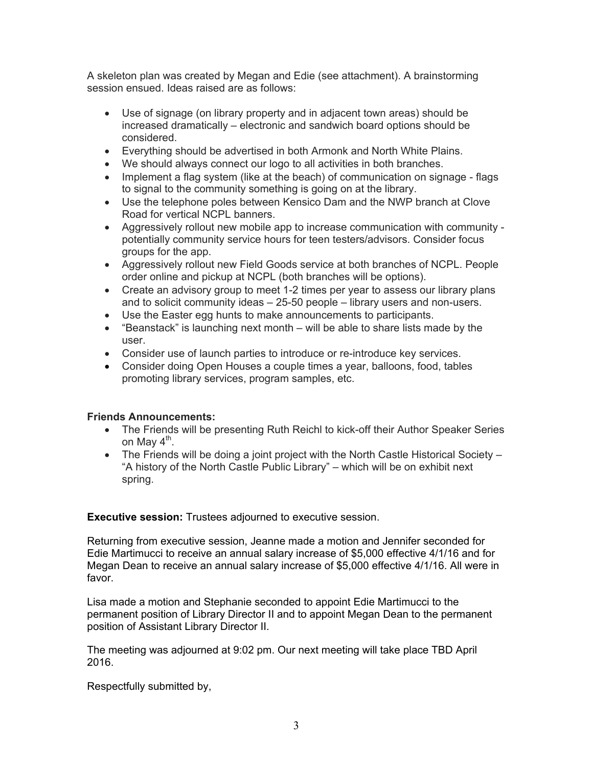A skeleton plan was created by Megan and Edie (see attachment). A brainstorming session ensued. Ideas raised are as follows:

- Use of signage (on library property and in adjacent town areas) should be increased dramatically – electronic and sandwich board options should be considered.
- Everything should be advertised in both Armonk and North White Plains.
- We should always connect our logo to all activities in both branches.
- Implement a flag system (like at the beach) of communication on signage - flags to signal to the community something is going on at the library.
- Use the telephone poles between Kensico Dam and the NWP branch at Clove Road for vertical NCPL banners.
- Aggressively rollout new mobile app to increase communication with community - potentially community service hours for teen testers/advisors. Consider focus groups for the app.
- Aggressively rollout new Field Goods service at both branches of NCPL. People order online and pickup at NCPL (both branches will be options).
- Create an advisory group to meet 1-2 times per year to assess our library plans and to solicit community ideas – 25-50 people – library users and non-users.
- Use the Easter egg hunts to make announcements to participants.
- "Beanstack" is launching next month – will be able to share lists made by the user.
- Consider use of launch parties to introduce or re-introduce key services.
- Consider doing Open Houses a couple times a year, balloons, food, tables promoting library services, program samples, etc.

**Friends Announcements:**

- The Friends will be presenting Ruth Reichl to kick-off their Author Speaker Series on May 4th.
- The Friends will be doing a joint project with the North Castle Historical Society – "A history of the North Castle Public Library" – which will be on exhibit next spring.

**Executive session:** Trustees adjourned to executive session.

Returning from executive session, Jeanne made a motion and Jennifer seconded for Edie Martimucci to receive an annual salary increase of $5,000 effective 4/1/16 and for Megan Dean to receive an annual salary increase of $5,000 effective 4/1/16. All were in favor.

Lisa made a motion and Stephanie seconded to appoint Edie Martimucci to the permanent position of Library Director II and to appoint Megan Dean to the permanent position of Assistant Library Director II.

The meeting was adjourned at 9:02 pm. Our next meeting will take place TBD April 2016.

Respectfully submitted by,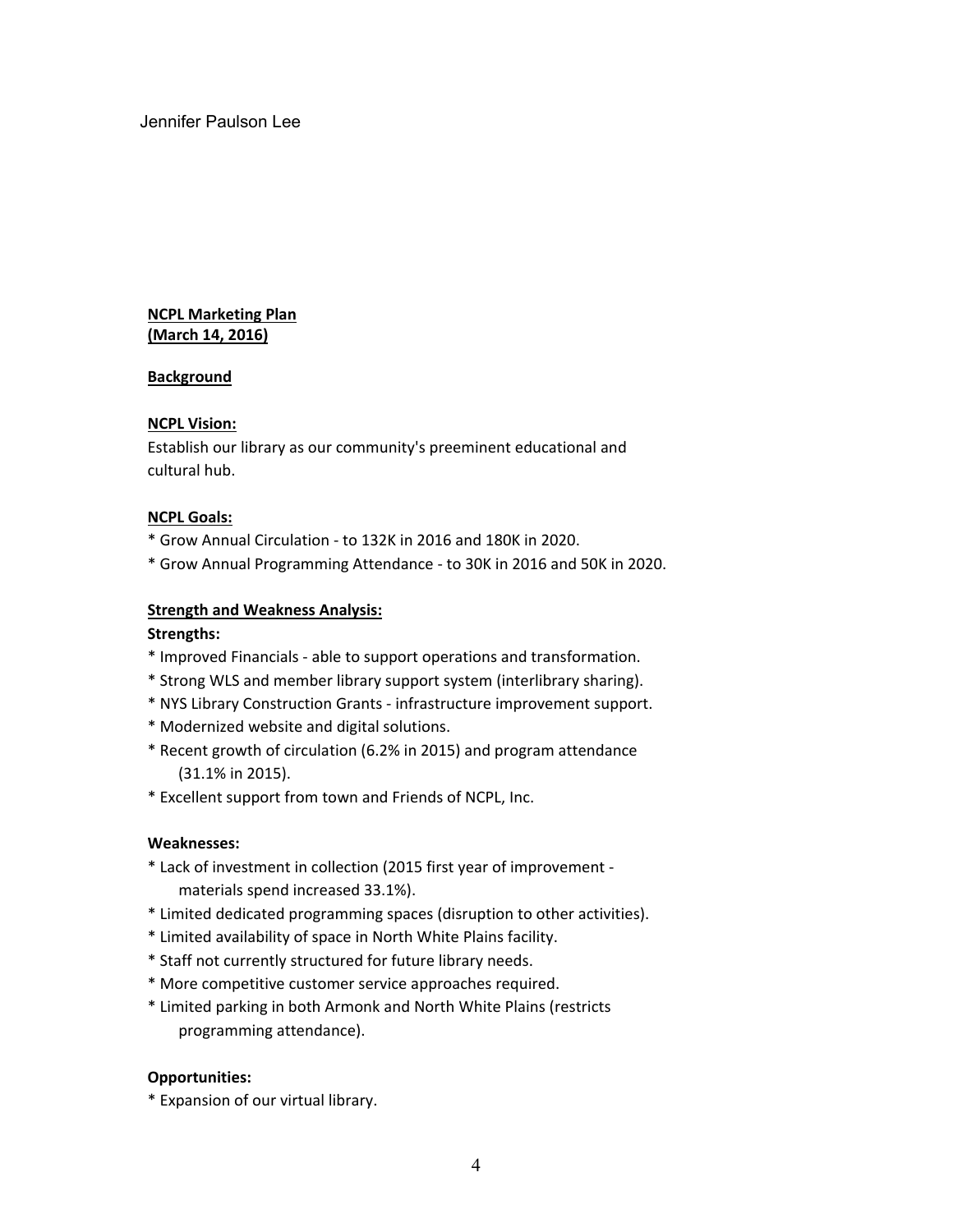**NCPL Marketing Plan**
**(March 14, 2016)**

**Background**

**NCPL Vision:**

Establish our library as our community's preeminent educational and cultural hub.

**NCPL Goals:**

* Grow Annual Circulation - to 132K in 2016 and 180K in 2020.
* Grow Annual Programming Attendance - to 30K in 2016 and 50K in 2020.

**Strength and Weakness Analysis:**

**Strengths:**

* Improved Financials - able to support operations and transformation.
* Strong WLS and member library support system (interlibrary sharing).
* NYS Library Construction Grants - infrastructure improvement support.
* Modernized website and digital solutions.
* Recent growth of circulation (6.2% in 2015) and program attendance (31.1% in 2015).
* Excellent support from town and Friends of NCPL, Inc.

**Weaknesses:**

* Lack of investment in collection (2015 first year of improvement - materials spend increased 33.1%).
* Limited dedicated programming spaces (disruption to other activities).
* Limited availability of space in North White Plains facility.
* Staff not currently structured for future library needs.
* More competitive customer service approaches required.
* Limited parking in both Armonk and North White Plains (restricts programming attendance).

**Opportunities:**

* Expansion of our virtual library.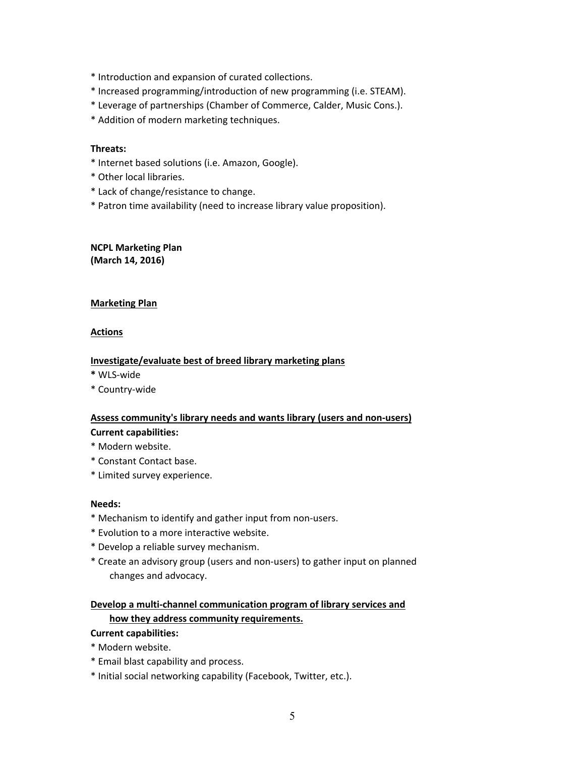* Introduction and expansion of curated collections.
* Increased programming/introduction of new programming (i.e. STEAM).
* Leverage of partnerships (Chamber of Commerce, Calder, Music Cons.).
* Addition of modern marketing techniques.

**Threats:**

* Internet based solutions (i.e. Amazon, Google).
* Other local libraries.
* Lack of change/resistance to change.
* Patron time availability (need to increase library value proposition).

**NCPL Marketing Plan**
**(March 14, 2016)**

**<u>Marketing Plan</u>**

**<u>Actions</u>**

**<u>Investigate/evaluate best of breed library marketing plans</u>**

* WLS-wide
* Country-wide

**<u>Assess community's library needs and wants library (users and non-users)</u>**

**Current capabilities:**

* Modern website.
* Constant Contact base.
* Limited survey experience.

**Needs:**

* Mechanism to identify and gather input from non-users.
* Evolution to a more interactive website.
* Develop a reliable survey mechanism.
* Create an advisory group (users and non-users) to gather input on planned changes and advocacy.

**<u>Develop a multi-channel communication program of library services and how they address community requirements.</u>**

**Current capabilities:**

* Modern website.
* Email blast capability and process.
* Initial social networking capability (Facebook, Twitter, etc.).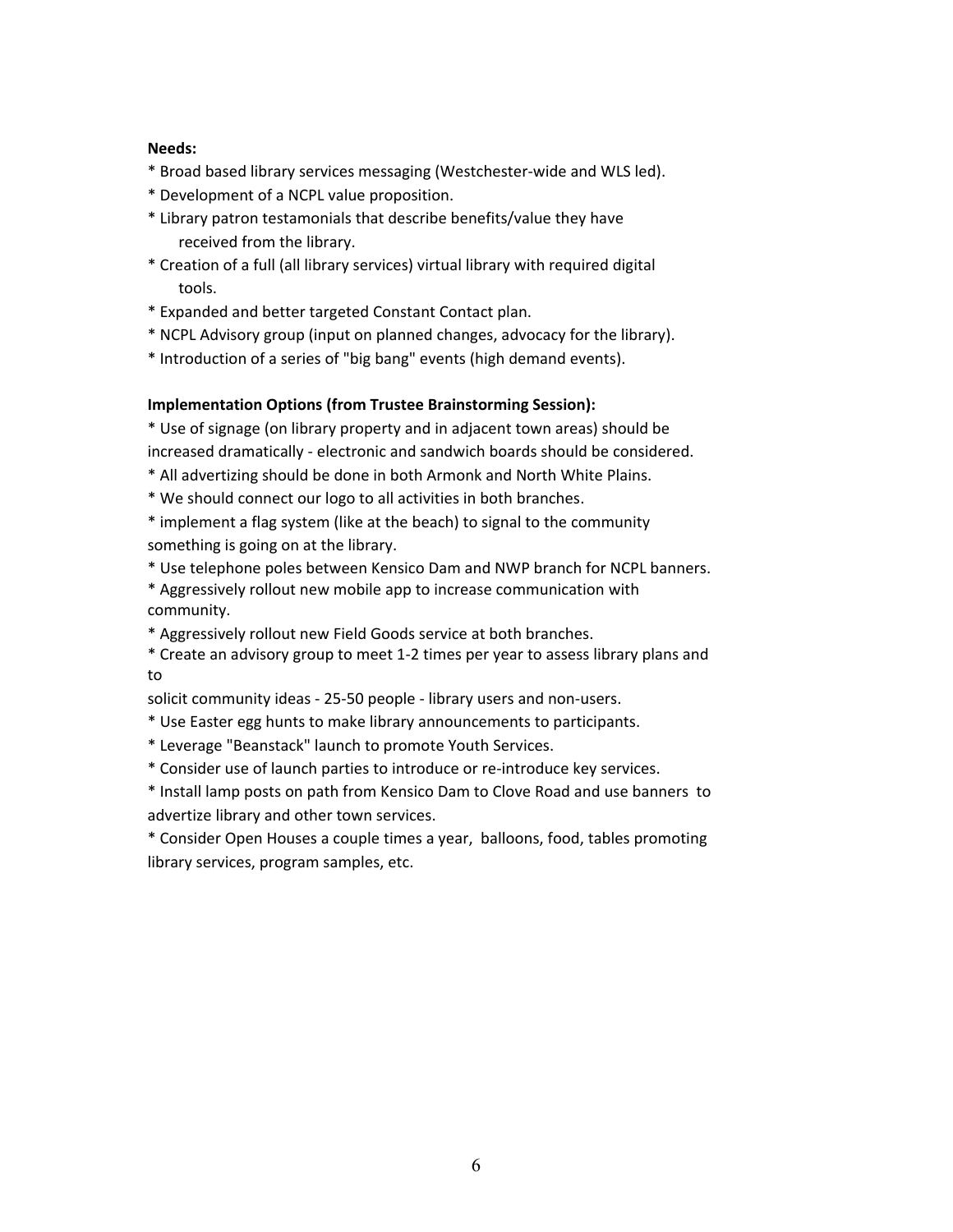**Needs:**

* Broad based library services messaging (Westchester-wide and WLS led).
* Development of a NCPL value proposition.
* Library patron testamonials that describe benefits/value they have received from the library.
* Creation of a full (all library services) virtual library with required digital tools.
* Expanded and better targeted Constant Contact plan.
* NCPL Advisory group (input on planned changes, advocacy for the library).
* Introduction of a series of "big bang" events (high demand events).

**Implementation Options (from Trustee Brainstorming Session):**

* Use of signage (on library property and in adjacent town areas) should be increased dramatically - electronic and sandwich boards should be considered.
* All advertizing should be done in both Armonk and North White Plains.
* We should connect our logo to all activities in both branches.
* implement a flag system (like at the beach) to signal to the community something is going on at the library.
* Use telephone poles between Kensico Dam and NWP branch for NCPL banners.
* Aggressively rollout new mobile app to increase communication with community.
* Aggressively rollout new Field Goods service at both branches.
* Create an advisory group to meet 1-2 times per year to assess library plans and to solicit community ideas - 25-50 people - library users and non-users.
* Use Easter egg hunts to make library announcements to participants.
* Leverage "Beanstack" launch to promote Youth Services.
* Consider use of launch parties to introduce or re-introduce key services.
* Install lamp posts on path from Kensico Dam to Clove Road and use banners to advertize library and other town services.
* Consider Open Houses a couple times a year, balloons, food, tables promoting library services, program samples, etc.